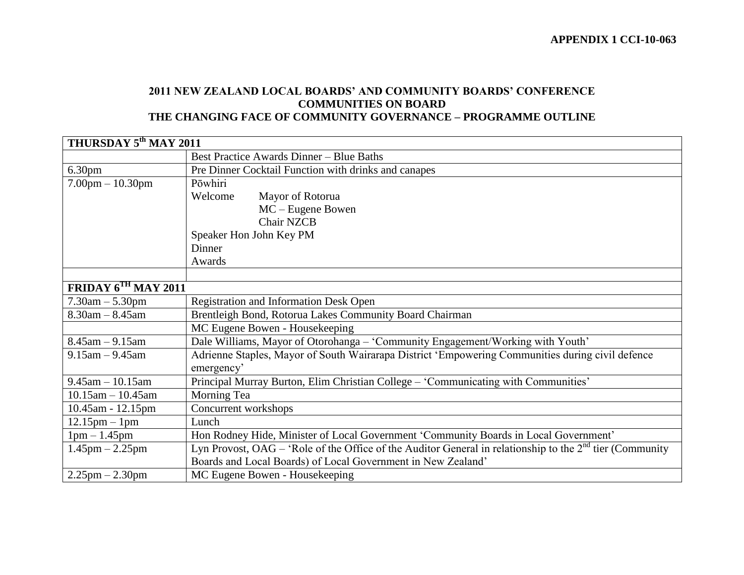**APPENDIX 1 CCI-10-063**

# 2011 NEW ZEALAND LOCAL BOARDS' AND COMMUNITY BOARDS' CONFERENCE
## COMMUNITIES ON BOARD
## THE CHANGING FACE OF COMMUNITY GOVERNANCE – PROGRAMME OUTLINE

| | |
|---|---|
| **THURSDAY 5th MAY 2011** | |
| | Best Practice Awards Dinner – Blue Baths |
| 6.30pm | Pre Dinner Cocktail Function with drinks and canapes |
| 7.00pm – 10.30pm | Pōwhiri<br>Welcome Mayor of Rotorua<br>MC – Eugene Bowen<br>Chair NZCB<br>Speaker Hon John Key PM<br>Dinner<br>Awards |
| | |
| **FRIDAY 6TH MAY 2011** | |
| 7.30am – 5.30pm | Registration and Information Desk Open |
| 8.30am – 8.45am | Brentleigh Bond, Rotorua Lakes Community Board Chairman |
| | MC Eugene Bowen - Housekeeping |
| 8.45am – 9.15am | Dale Williams, Mayor of Otorohanga – 'Community Engagement/Working with Youth' |
| 9.15am – 9.45am | Adrienne Staples, Mayor of South Wairarapa District 'Empowering Communities during civil defence emergency' |
| 9.45am – 10.15am | Principal Murray Burton, Elim Christian College – 'Communicating with Communities' |
| 10.15am – 10.45am | Morning Tea |
| 10.45am - 12.15pm | Concurrent workshops |
| 12.15pm – 1pm | Lunch |
| 1pm – 1.45pm | Hon Rodney Hide, Minister of Local Government 'Community Boards in Local Government' |
| 1.45pm – 2.25pm | Lyn Provost, OAG – 'Role of the Office of the Auditor General in relationship to the 2nd tier (Community Boards and Local Boards) of Local Government in New Zealand' |
| 2.25pm – 2.30pm | MC Eugene Bowen - Housekeeping |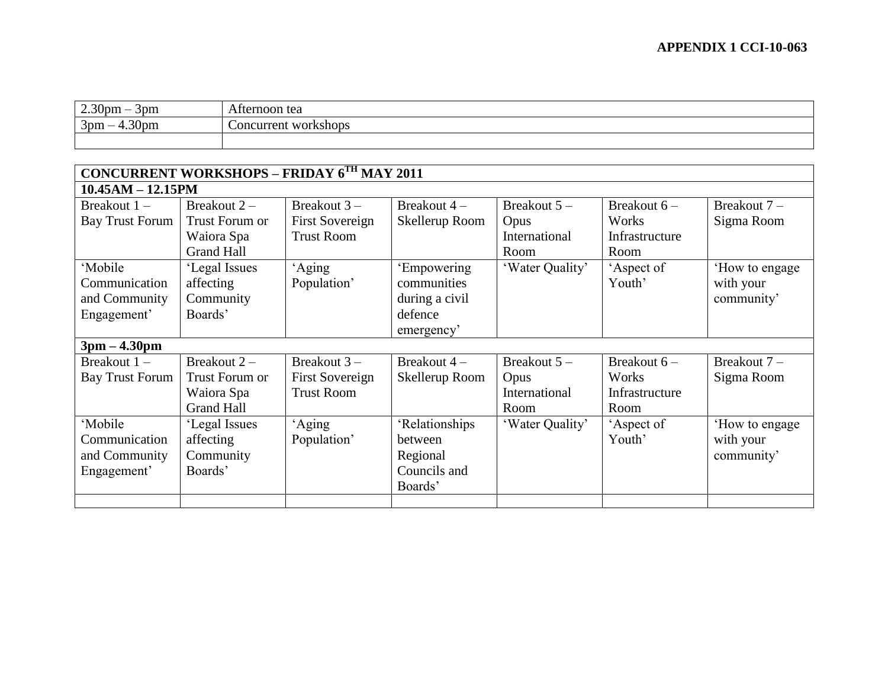**APPENDIX 1 CCI-10-063**

| | |
|---|---|
| 2.30pm – 3pm | Afternoon tea |
| 3pm – 4.30pm | Concurrent workshops |
| | |

| **CONCURRENT WORKSHOPS – FRIDAY 6TH MAY 2011** | | | | | | |
|---|---|---|---|---|---|---|
| **10.45AM – 12.15PM** | | | | | | |
| Breakout 1 – Bay Trust Forum | Breakout 2 – Trust Forum or Waiora Spa Grand Hall | Breakout 3 – First Sovereign Trust Room | Breakout 4 – Skellerup Room | Breakout 5 – Opus International Room | Breakout 6 – Works Infrastructure Room | Breakout 7 – Sigma Room |
| 'Mobile Communication and Community Engagement' | 'Legal Issues affecting Community Boards' | 'Aging Population' | 'Empowering communities during a civil defence emergency' | 'Water Quality' | 'Aspect of Youth' | 'How to engage with your community' |
| **3pm – 4.30pm** | | | | | | |
| Breakout 1 – Bay Trust Forum | Breakout 2 – Trust Forum or Waiora Spa Grand Hall | Breakout 3 – First Sovereign Trust Room | Breakout 4 – Skellerup Room | Breakout 5 – Opus International Room | Breakout 6 – Works Infrastructure Room | Breakout 7 – Sigma Room |
| 'Mobile Communication and Community Engagement' | 'Legal Issues affecting Community Boards' | 'Aging Population' | 'Relationships between Regional Councils and Boards' | 'Water Quality' | 'Aspect of Youth' | 'How to engage with your community' |
| | | | | | | |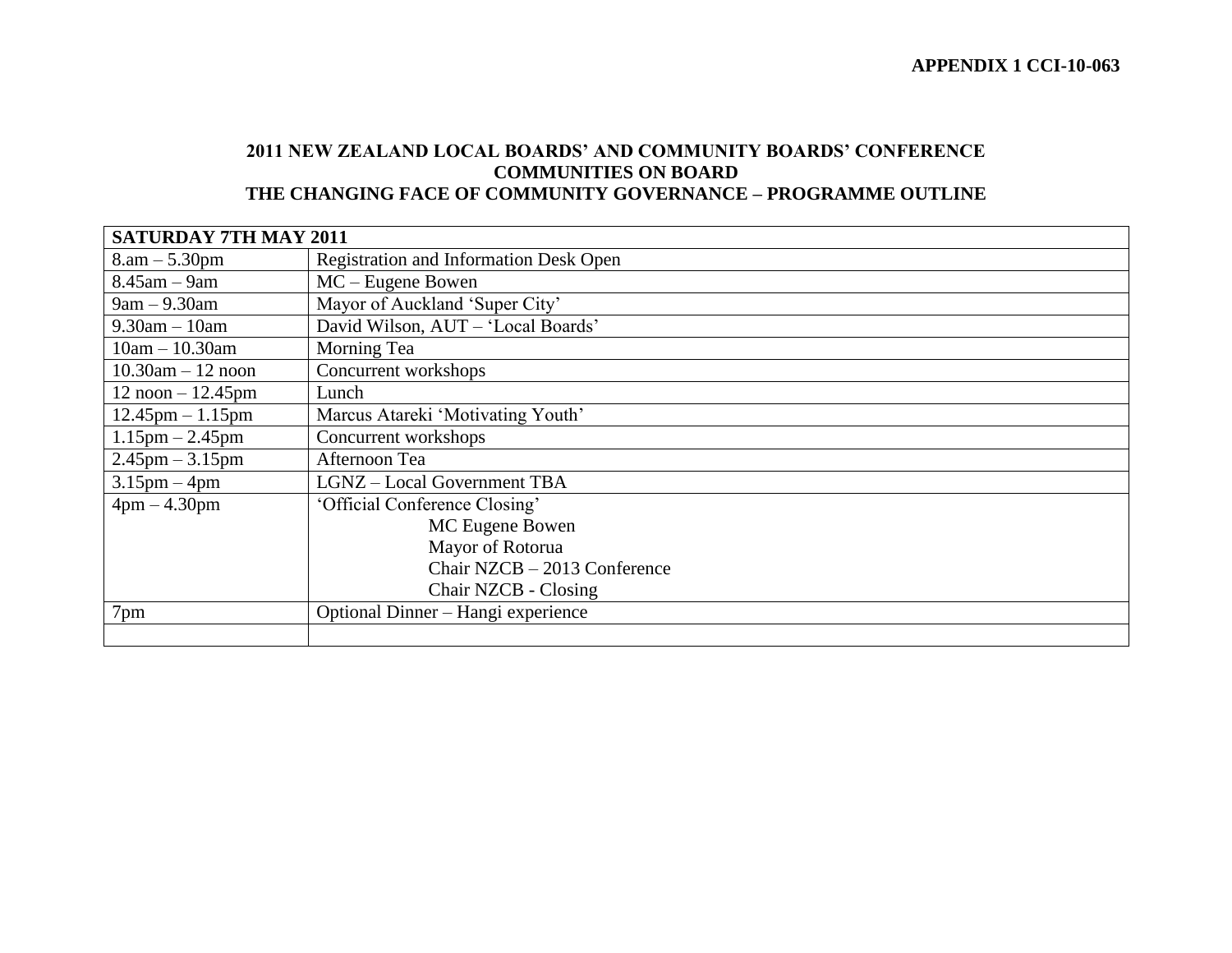**APPENDIX 1 CCI-10-063**

## 2011 NEW ZEALAND LOCAL BOARDS' AND COMMUNITY BOARDS' CONFERENCE
## COMMUNITIES ON BOARD
## THE CHANGING FACE OF COMMUNITY GOVERNANCE – PROGRAMME OUTLINE

| **SATURDAY 7TH MAY 2011** | |
|---|---|
| 8.am – 5.30pm | Registration and Information Desk Open |
| 8.45am – 9am | MC – Eugene Bowen |
| 9am – 9.30am | Mayor of Auckland 'Super City' |
| 9.30am – 10am | David Wilson, AUT – 'Local Boards' |
| 10am – 10.30am | Morning Tea |
| 10.30am – 12 noon | Concurrent workshops |
| 12 noon – 12.45pm | Lunch |
| 12.45pm – 1.15pm | Marcus Atareki 'Motivating Youth' |
| 1.15pm – 2.45pm | Concurrent workshops |
| 2.45pm – 3.15pm | Afternoon Tea |
| 3.15pm – 4pm | LGNZ – Local Government TBA |
| 4pm – 4.30pm | 'Official Conference Closing'<br>MC Eugene Bowen<br>Mayor of Rotorua<br>Chair NZCB – 2013 Conference<br>Chair NZCB - Closing |
| 7pm | Optional Dinner – Hangi experience |
| | |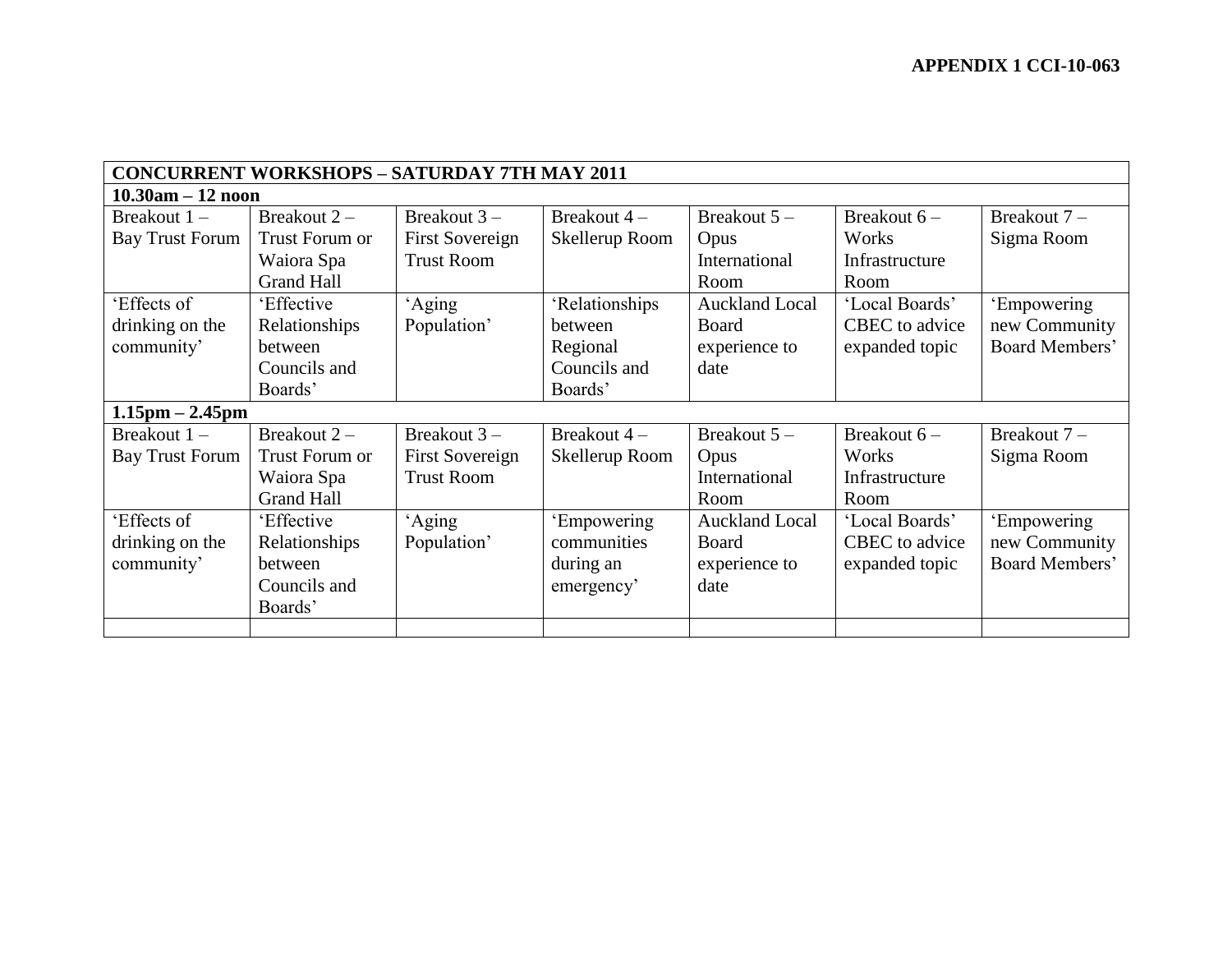**APPENDIX 1 CCI-10-063**

| CONCURRENT WORKSHOPS – SATURDAY 7TH MAY 2011 | | | | | | |
|---|---|---|---|---|---|---|
| **10.30am – 12 noon** | | | | | | |
| Breakout 1 – Bay Trust Forum | Breakout 2 – Trust Forum or Waiora Spa Grand Hall | Breakout 3 – First Sovereign Trust Room | Breakout 4 – Skellerup Room | Breakout 5 – Opus International Room | Breakout 6 – Works Infrastructure Room | Breakout 7 – Sigma Room |
| 'Effects of drinking on the community' | 'Effective Relationships between Councils and Boards' | 'Aging Population' | 'Relationships between Regional Councils and Boards' | Auckland Local Board experience to date | 'Local Boards' CBEC to advice expanded topic | 'Empowering new Community Board Members' |
| **1.15pm – 2.45pm** | | | | | | |
| Breakout 1 – Bay Trust Forum | Breakout 2 – Trust Forum or Waiora Spa Grand Hall | Breakout 3 – First Sovereign Trust Room | Breakout 4 – Skellerup Room | Breakout 5 – Opus International Room | Breakout 6 – Works Infrastructure Room | Breakout 7 – Sigma Room |
| 'Effects of drinking on the community' | 'Effective Relationships between Councils and Boards' | 'Aging Population' | 'Empowering communities during an emergency' | Auckland Local Board experience to date | 'Local Boards' CBEC to advice expanded topic | 'Empowering new Community Board Members' |
| | | | | | | |